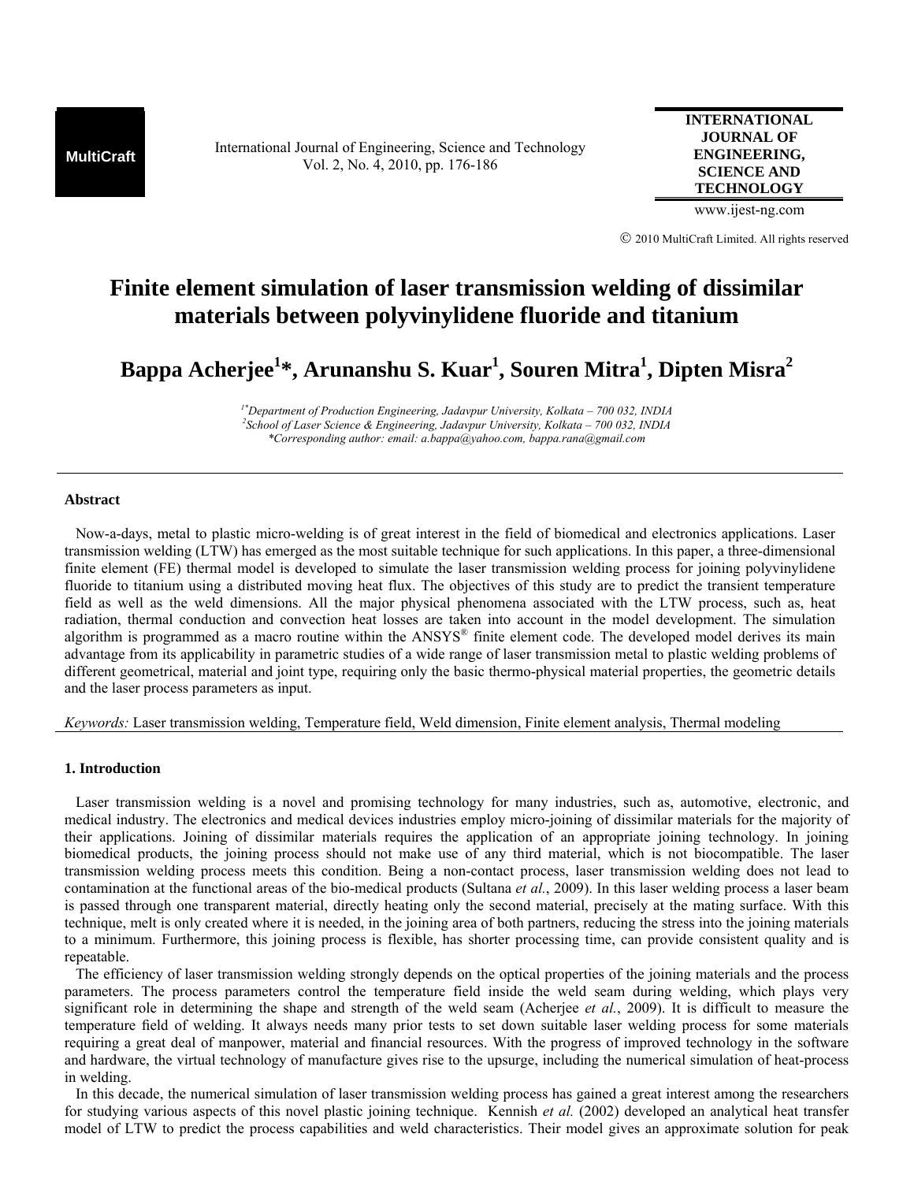# Finite element simulation of laser transmission welding of dissimilar materials between polyvinylidene fluoride and titanium

**Bappa Acherjee[1]\*, Arunanshu S. Kuar[1], Souren Mitra[1], Dipten Misra[2]**

*[1\*]Department of Production Engineering, Jadavpur University, Kolkata – 700 032, INDIA*
*[2]School of Laser Science & Engineering, Jadavpur University, Kolkata – 700 032, INDIA*
*\*Corresponding author: email: a.bappa@yahoo.com, bappa.rana@gmail.com*

### Abstract

Now-a-days, metal to plastic micro-welding is of great interest in the field of biomedical and electronics applications. Laser transmission welding (LTW) has emerged as the most suitable technique for such applications. In this paper, a three-dimensional finite element (FE) thermal model is developed to simulate the laser transmission welding process for joining polyvinylidene fluoride to titanium using a distributed moving heat flux. The objectives of this study are to predict the transient temperature field as well as the weld dimensions. All the major physical phenomena associated with the LTW process, such as, heat radiation, thermal conduction and convection heat losses are taken into account in the model development. The simulation algorithm is programmed as a macro routine within the ANSYS® finite element code. The developed model derives its main advantage from its applicability in parametric studies of a wide range of laser transmission metal to plastic welding problems of different geometrical, material and joint type, requiring only the basic thermo-physical material properties, the geometric details and the laser process parameters as input.

*Keywords:* Laser transmission welding, Temperature field, Weld dimension, Finite element analysis, Thermal modeling

### 1. Introduction

Laser transmission welding is a novel and promising technology for many industries, such as, automotive, electronic, and medical industry. The electronics and medical devices industries employ micro-joining of dissimilar materials for the majority of their applications. Joining of dissimilar materials requires the application of an appropriate joining technology. In joining biomedical products, the joining process should not make use of any third material, which is not biocompatible. The laser transmission welding process meets this condition. Being a non-contact process, laser transmission welding does not lead to contamination at the functional areas of the bio-medical products (Sultana *et al.*, 2009). In this laser welding process a laser beam is passed through one transparent material, directly heating only the second material, precisely at the mating surface. With this technique, melt is only created where it is needed, in the joining area of both partners, reducing the stress into the joining materials to a minimum. Furthermore, this joining process is flexible, has shorter processing time, can provide consistent quality and is repeatable.

The efficiency of laser transmission welding strongly depends on the optical properties of the joining materials and the process parameters. The process parameters control the temperature field inside the weld seam during welding, which plays very significant role in determining the shape and strength of the weld seam (Acherjee *et al.*, 2009). It is difficult to measure the temperature field of welding. It always needs many prior tests to set down suitable laser welding process for some materials requiring a great deal of manpower, material and financial resources. With the progress of improved technology in the software and hardware, the virtual technology of manufacture gives rise to the upsurge, including the numerical simulation of heat-process in welding.

In this decade, the numerical simulation of laser transmission welding process has gained a great interest among the researchers for studying various aspects of this novel plastic joining technique. Kennish *et al.* (2002) developed an analytical heat transfer model of LTW to predict the process capabilities and weld characteristics. Their model gives an approximate solution for peak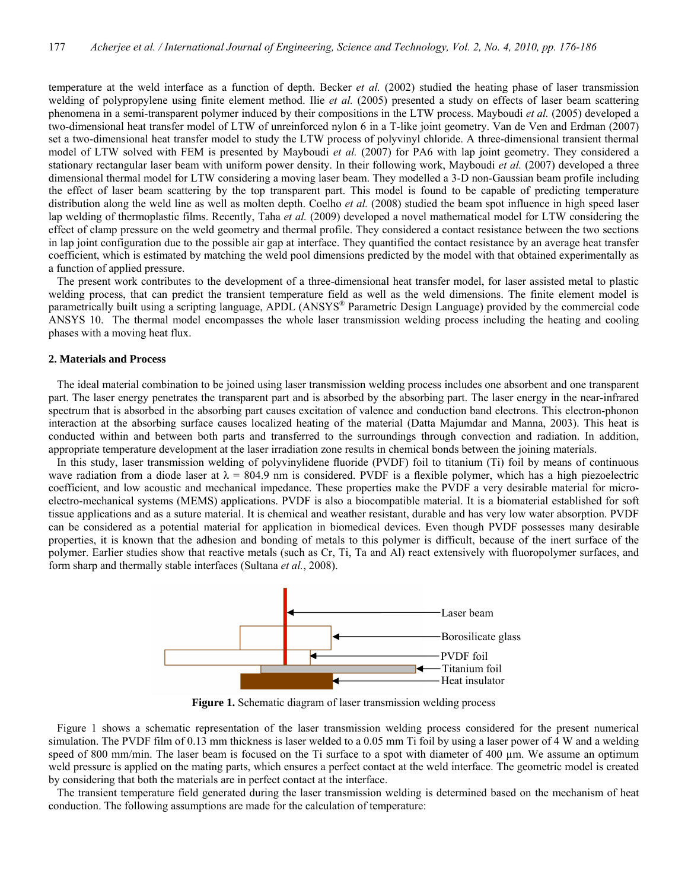temperature at the weld interface as a function of depth. Becker *et al.* (2002) studied the heating phase of laser transmission welding of polypropylene using finite element method. Ilie *et al.* (2005) presented a study on effects of laser beam scattering phenomena in a semi-transparent polymer induced by their compositions in the LTW process. Mayboudi *et al.* (2005) developed a two-dimensional heat transfer model of LTW of unreinforced nylon 6 in a T-like joint geometry. Van de Ven and Erdman (2007) set a two-dimensional heat transfer model to study the LTW process of polyvinyl chloride. A three-dimensional transient thermal model of LTW solved with FEM is presented by Mayboudi *et al.* (2007) for PA6 with lap joint geometry. They considered a stationary rectangular laser beam with uniform power density. In their following work, Mayboudi *et al.* (2007) developed a three dimensional thermal model for LTW considering a moving laser beam. They modelled a 3-D non-Gaussian beam profile including the effect of laser beam scattering by the top transparent part. This model is found to be capable of predicting temperature distribution along the weld line as well as molten depth. Coelho *et al.* (2008) studied the beam spot influence in high speed laser lap welding of thermoplastic films. Recently, Taha *et al.* (2009) developed a novel mathematical model for LTW considering the effect of clamp pressure on the weld geometry and thermal profile. They considered a contact resistance between the two sections in lap joint configuration due to the possible air gap at interface. They quantified the contact resistance by an average heat transfer coefficient, which is estimated by matching the weld pool dimensions predicted by the model with that obtained experimentally as a function of applied pressure.

The present work contributes to the development of a three-dimensional heat transfer model, for laser assisted metal to plastic welding process, that can predict the transient temperature field as well as the weld dimensions. The finite element model is parametrically built using a scripting language, APDL (ANSYS® Parametric Design Language) provided by the commercial code ANSYS 10. The thermal model encompasses the whole laser transmission welding process including the heating and cooling phases with a moving heat flux.

## 2. Materials and Process

The ideal material combination to be joined using laser transmission welding process includes one absorbent and one transparent part. The laser energy penetrates the transparent part and is absorbed by the absorbing part. The laser energy in the near-infrared spectrum that is absorbed in the absorbing part causes excitation of valence and conduction band electrons. This electron-phonon interaction at the absorbing surface causes localized heating of the material (Datta Majumdar and Manna, 2003). This heat is conducted within and between both parts and transferred to the surroundings through convection and radiation. In addition, appropriate temperature development at the laser irradiation zone results in chemical bonds between the joining materials.

In this study, laser transmission welding of polyvinylidene fluoride (PVDF) foil to titanium (Ti) foil by means of continuous wave radiation from a diode laser at $\lambda$ = 804.9 nm is considered. PVDF is a flexible polymer, which has a high piezoelectric coefficient, and low acoustic and mechanical impedance. These properties make the PVDF a very desirable material for micro-electro-mechanical systems (MEMS) applications. PVDF is also a biocompatible material. It is a biomaterial established for soft tissue applications and as a suture material. It is chemical and weather resistant, durable and has very low water absorption. PVDF can be considered as a potential material for application in biomedical devices. Even though PVDF possesses many desirable properties, it is known that the adhesion and bonding of metals to this polymer is difficult, because of the inert surface of the polymer. Earlier studies show that reactive metals (such as Cr, Ti, Ta and Al) react extensively with fluoropolymer surfaces, and form sharp and thermally stable interfaces (Sultana *et al.*, 2008).

Laser beam

Borosilicate glass

PVDF foil

Titanium foil

Heat insulator

**Figure 1.** Schematic diagram of laser transmission welding process

Figure 1 shows a schematic representation of the laser transmission welding process considered for the present numerical simulation. The PVDF film of 0.13 mm thickness is laser welded to a 0.05 mm Ti foil by using a laser power of 4 W and a welding speed of 800 mm/min. The laser beam is focused on the Ti surface to a spot with diameter of 400 μm. We assume an optimum weld pressure is applied on the mating parts, which ensures a perfect contact at the weld interface. The geometric model is created by considering that both the materials are in perfect contact at the interface.

The transient temperature field generated during the laser transmission welding is determined based on the mechanism of heat conduction. The following assumptions are made for the calculation of temperature: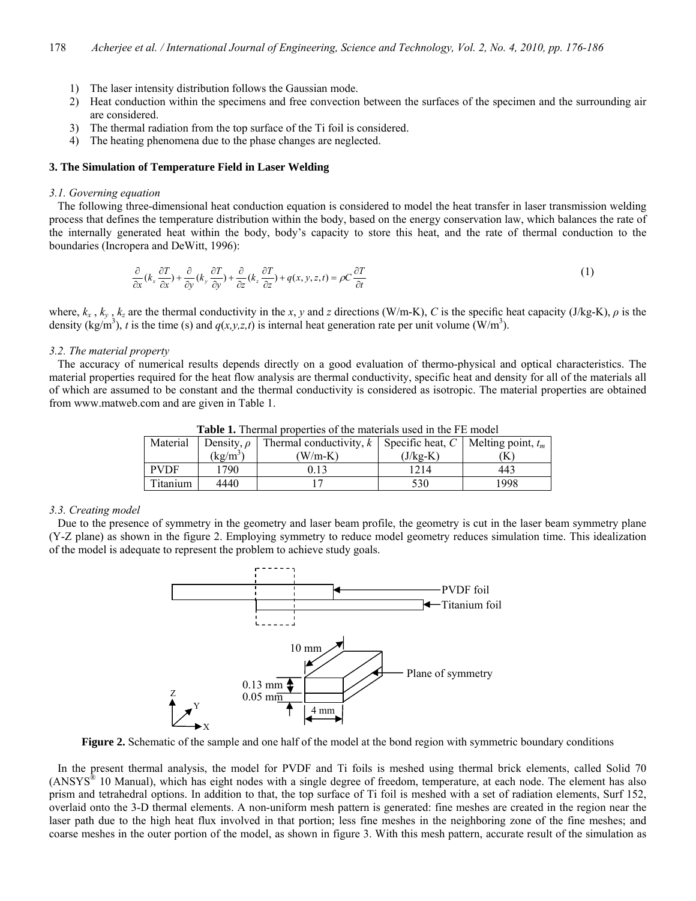1) The laser intensity distribution follows the Gaussian mode.
2) Heat conduction within the specimens and free convection between the surfaces of the specimen and the surrounding air are considered.
3) The thermal radiation from the top surface of the Ti foil is considered.
4) The heating phenomena due to the phase changes are neglected.

## 3. The Simulation of Temperature Field in Laser Welding

### 3.1. Governing equation

The following three-dimensional heat conduction equation is considered to model the heat transfer in laser transmission welding process that defines the temperature distribution within the body, based on the energy conservation law, which balances the rate of the internally generated heat within the body, body's capacity to store this heat, and the rate of thermal conduction to the boundaries (Incropera and DeWitt, 1996):

$$\frac{\partial}{\partial x}(k_x \frac{\partial T}{\partial x}) + \frac{\partial}{\partial y}(k_y \frac{\partial T}{\partial y}) + \frac{\partial}{\partial z}(k_z \frac{\partial T}{\partial z}) + q(x, y, z, t) = \rho C \frac{\partial T}{\partial t} \tag{1}$$

where, $k_x$ , $k_y$ , $k_z$ are the thermal conductivity in the $x$, $y$ and $z$ directions (W/m-K), $C$ is the specific heat capacity (J/kg-K), $\rho$ is the density (kg/m$^3$), $t$ is the time (s) and $q(x,y,z,t)$ is internal heat generation rate per unit volume (W/m$^3$).

### 3.2. The material property

The accuracy of numerical results depends directly on a good evaluation of thermo-physical and optical characteristics. The material properties required for the heat flow analysis are thermal conductivity, specific heat and density for all of the materials all of which are assumed to be constant and the thermal conductivity is considered as isotropic. The material properties are obtained from www.matweb.com and are given in Table 1.

**Table 1.** Thermal properties of the materials used in the FE model

| Material | Density, $\rho$ (kg/m$^3$) | Thermal conductivity, $k$ (W/m-K) | Specific heat, $C$ (J/kg-K) | Melting point, $t_m$ (K) |
|---|---|---|---|---|
| PVDF | 1790 | 0.13 | 1214 | 443 |
| Titanium | 4440 | 17 | 530 | 1998 |

### 3.3. Creating model

Due to the presence of symmetry in the geometry and laser beam profile, the geometry is cut in the laser beam symmetry plane (Y-Z plane) as shown in the figure 2. Employing symmetry to reduce model geometry reduces simulation time. This idealization of the model is adequate to represent the problem to achieve study goals.

**Figure 2.** Schematic of the sample and one half of the model at the bond region with symmetric boundary conditions

In the present thermal analysis, the model for PVDF and Ti foils is meshed using thermal brick elements, called Solid 70 (ANSYS® 10 Manual), which has eight nodes with a single degree of freedom, temperature, at each node. The element has also prism and tetrahedral options. In addition to that, the top surface of Ti foil is meshed with a set of radiation elements, Surf 152, overlaid onto the 3-D thermal elements. A non-uniform mesh pattern is generated: fine meshes are created in the region near the laser path due to the high heat flux involved in that portion; less fine meshes in the neighboring zone of the fine meshes; and coarse meshes in the outer portion of the model, as shown in figure 3. With this mesh pattern, accurate result of the simulation as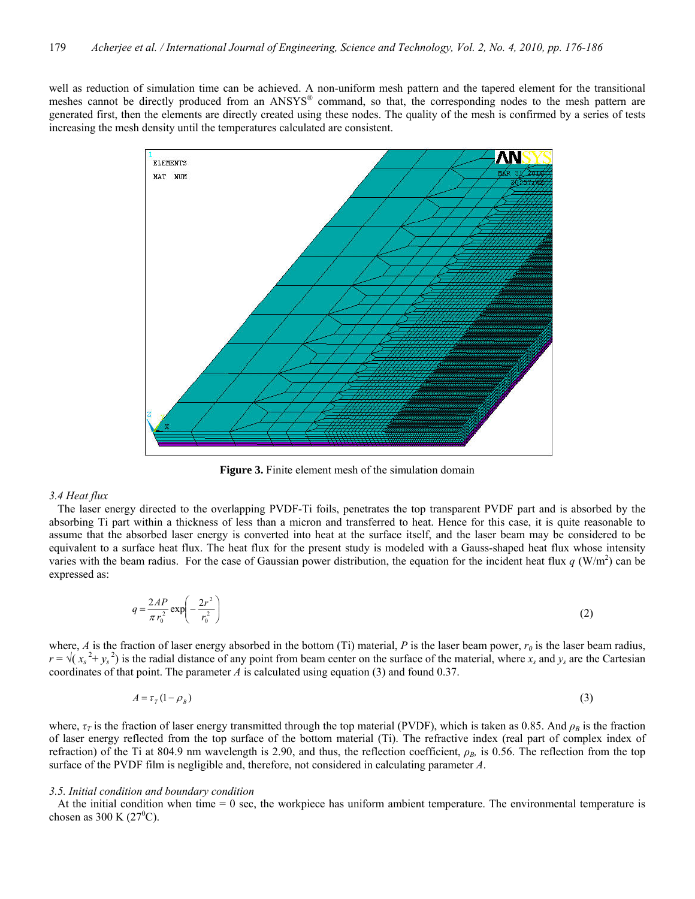well as reduction of simulation time can be achieved. A non-uniform mesh pattern and the tapered element for the transitional meshes cannot be directly produced from an ANSYS® command, so that, the corresponding nodes to the mesh pattern are generated first, then the elements are directly created using these nodes. The quality of the mesh is confirmed by a series of tests increasing the mesh density until the temperatures calculated are consistent.

**Figure 3.** Finite element mesh of the simulation domain

### *3.4 Heat flux*

The laser energy directed to the overlapping PVDF-Ti foils, penetrates the top transparent PVDF part and is absorbed by the absorbing Ti part within a thickness of less than a micron and transferred to heat. Hence for this case, it is quite reasonable to assume that the absorbed laser energy is converted into heat at the surface itself, and the laser beam may be considered to be equivalent to a surface heat flux. The heat flux for the present study is modeled with a Gauss-shaped heat flux whose intensity varies with the beam radius. For the case of Gaussian power distribution, the equation for the incident heat flux $q$ (W/m$^2$) can be expressed as:

$$q = \frac{2AP}{\pi r_0^2} \exp\left(-\frac{2r^2}{r_0^2}\right) \tag{2}$$

where, $A$ is the fraction of laser energy absorbed in the bottom (Ti) material, $P$ is the laser beam power, $r_0$ is the laser beam radius, $r = \sqrt{(x_s^2 + y_s^2)}$ is the radial distance of any point from beam center on the surface of the material, where $x_s$ and $y_s$ are the Cartesian coordinates of that point. The parameter $A$ is calculated using equation (3) and found 0.37.

$$A = \tau_T (1 - \rho_B) \tag{3}$$

where, $\tau_T$ is the fraction of laser energy transmitted through the top material (PVDF), which is taken as 0.85. And $\rho_B$ is the fraction of laser energy reflected from the top surface of the bottom material (Ti). The refractive index (real part of complex index of refraction) of the Ti at 804.9 nm wavelength is 2.90, and thus, the reflection coefficient, $\rho_B$, is 0.56. The reflection from the top surface of the PVDF film is negligible and, therefore, not considered in calculating parameter $A$.

### *3.5. Initial condition and boundary condition*

At the initial condition when time = 0 sec, the workpiece has uniform ambient temperature. The environmental temperature is chosen as 300 K (27$^0$C).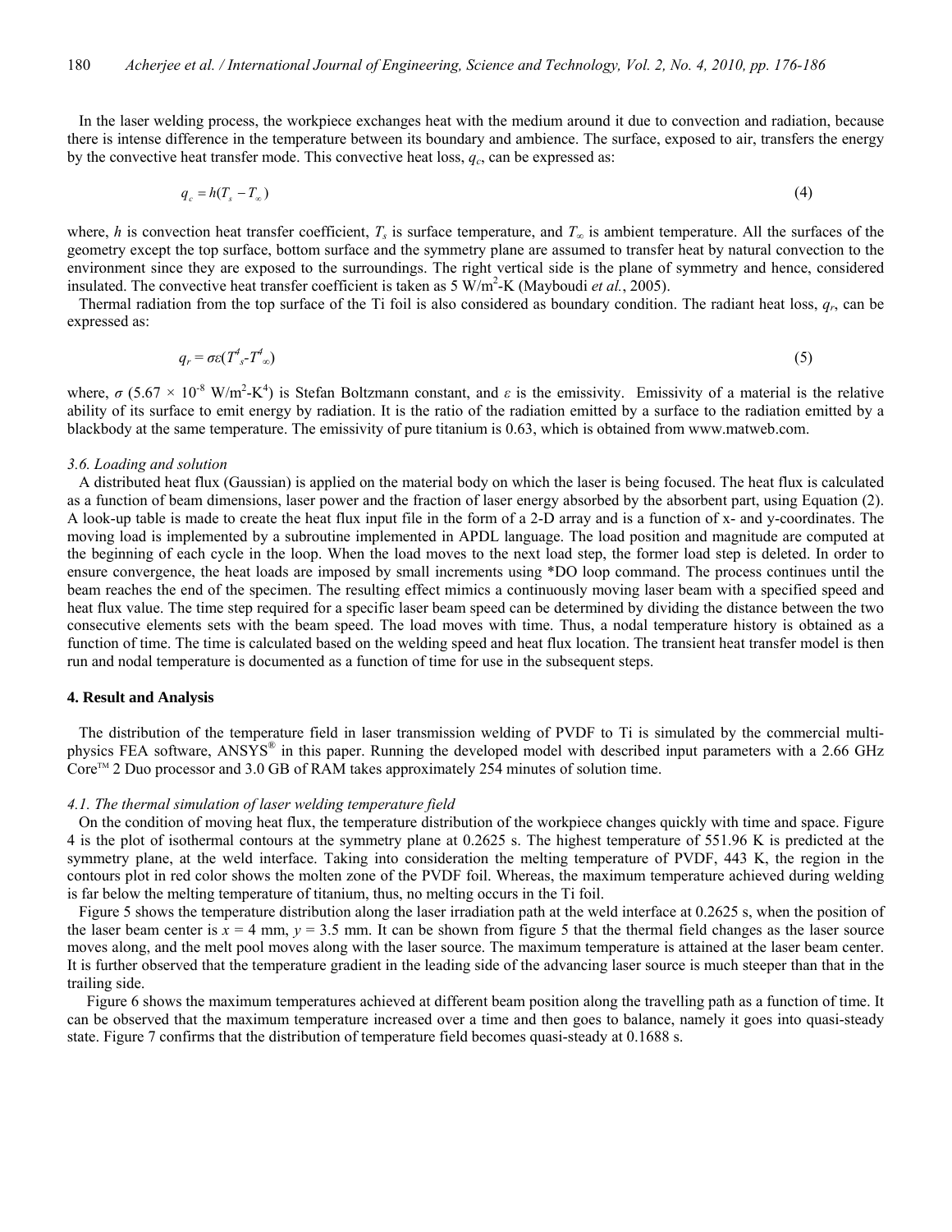In the laser welding process, the workpiece exchanges heat with the medium around it due to convection and radiation, because there is intense difference in the temperature between its boundary and ambience. The surface, exposed to air, transfers the energy by the convective heat transfer mode. This convective heat loss, $q_c$, can be expressed as:

$$q_c = h(T_s - T_\infty) \tag{4}$$

where, $h$ is convection heat transfer coefficient, $T_s$ is surface temperature, and $T_\infty$ is ambient temperature. All the surfaces of the geometry except the top surface, bottom surface and the symmetry plane are assumed to transfer heat by natural convection to the environment since they are exposed to the surroundings. The right vertical side is the plane of symmetry and hence, considered insulated. The convective heat transfer coefficient is taken as 5 W/m$^2$-K (Mayboudi *et al.*, 2005).

Thermal radiation from the top surface of the Ti foil is also considered as boundary condition. The radiant heat loss, $q_r$, can be expressed as:

$$q_r = \sigma\varepsilon(T_s^4 - T_\infty^4) \tag{5}$$

where, $\sigma$ ($5.67 \times 10^{-8}$ W/m$^2$-K$^4$) is Stefan Boltzmann constant, and $\varepsilon$ is the emissivity. Emissivity of a material is the relative ability of its surface to emit energy by radiation. It is the ratio of the radiation emitted by a surface to the radiation emitted by a blackbody at the same temperature. The emissivity of pure titanium is 0.63, which is obtained from www.matweb.com.

### *3.6. Loading and solution*

A distributed heat flux (Gaussian) is applied on the material body on which the laser is being focused. The heat flux is calculated as a function of beam dimensions, laser power and the fraction of laser energy absorbed by the absorbent part, using Equation (2). A look-up table is made to create the heat flux input file in the form of a 2-D array and is a function of x- and y-coordinates. The moving load is implemented by a subroutine implemented in APDL language. The load position and magnitude are computed at the beginning of each cycle in the loop. When the load moves to the next load step, the former load step is deleted. In order to ensure convergence, the heat loads are imposed by small increments using *DO loop command. The process continues until the beam reaches the end of the specimen. The resulting effect mimics a continuously moving laser beam with a specified speed and heat flux value. The time step required for a specific laser beam speed can be determined by dividing the distance between the two consecutive elements sets with the beam speed. The load moves with time. Thus, a nodal temperature history is obtained as a function of time. The time is calculated based on the welding speed and heat flux location. The transient heat transfer model is then run and nodal temperature is documented as a function of time for use in the subsequent steps.

## 4. Result and Analysis

The distribution of the temperature field in laser transmission welding of PVDF to Ti is simulated by the commercial multi-physics FEA software, ANSYS® in this paper. Running the developed model with described input parameters with a 2.66 GHz Core™ 2 Duo processor and 3.0 GB of RAM takes approximately 254 minutes of solution time.

### *4.1. The thermal simulation of laser welding temperature field*

On the condition of moving heat flux, the temperature distribution of the workpiece changes quickly with time and space. Figure 4 is the plot of isothermal contours at the symmetry plane at 0.2625 s. The highest temperature of 551.96 K is predicted at the symmetry plane, at the weld interface. Taking into consideration the melting temperature of PVDF, 443 K, the region in the contours plot in red color shows the molten zone of the PVDF foil. Whereas, the maximum temperature achieved during welding is far below the melting temperature of titanium, thus, no melting occurs in the Ti foil.

Figure 5 shows the temperature distribution along the laser irradiation path at the weld interface at 0.2625 s, when the position of the laser beam center is $x$ = 4 mm, $y$ = 3.5 mm. It can be shown from figure 5 that the thermal field changes as the laser source moves along, and the melt pool moves along with the laser source. The maximum temperature is attained at the laser beam center. It is further observed that the temperature gradient in the leading side of the advancing laser source is much steeper than that in the trailing side.

Figure 6 shows the maximum temperatures achieved at different beam position along the travelling path as a function of time. It can be observed that the maximum temperature increased over a time and then goes to balance, namely it goes into quasi-steady state. Figure 7 confirms that the distribution of temperature field becomes quasi-steady at 0.1688 s.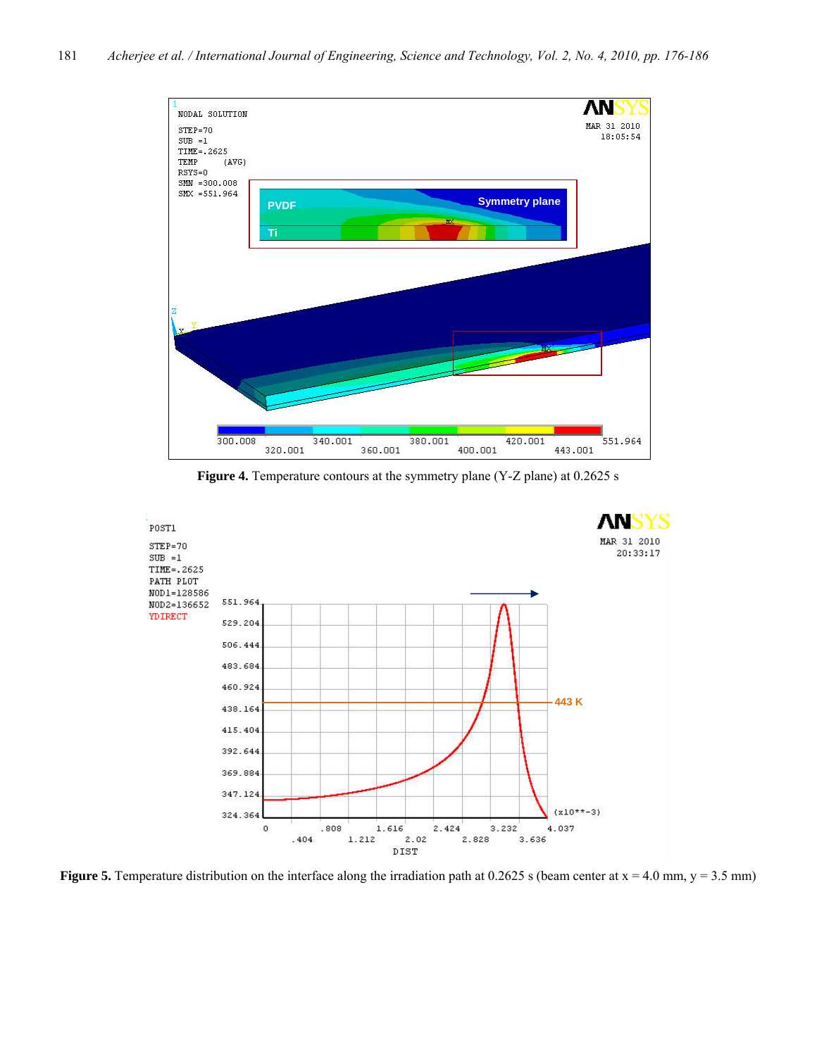**Figure 4.** Temperature contours at the symmetry plane (Y-Z plane) at 0.2625 s

**Figure 5.** Temperature distribution on the interface along the irradiation path at 0.2625 s (beam center at x = 4.0 mm, y = 3.5 mm)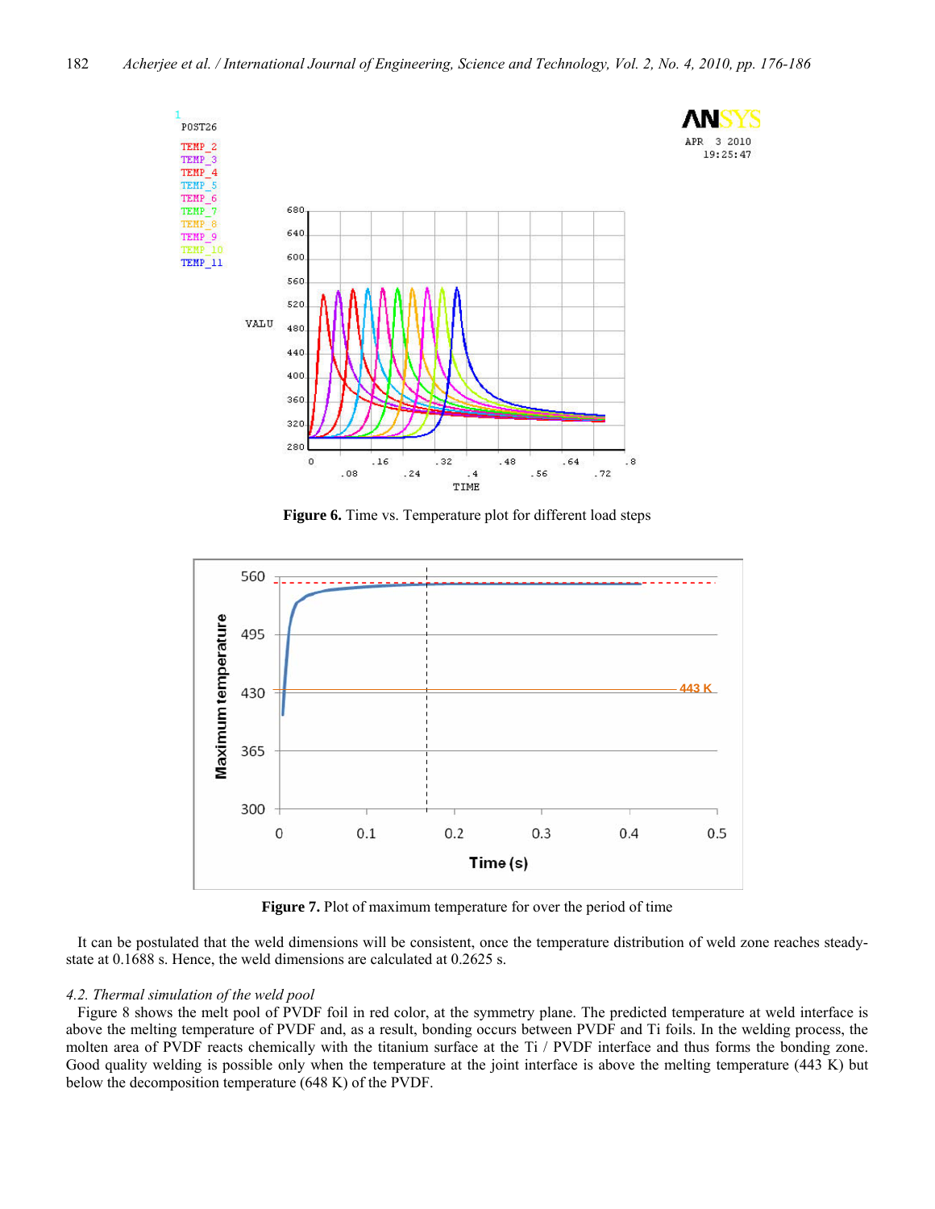Figure 6. Time vs. Temperature plot for different load steps

Figure 7. Plot of maximum temperature for over the period of time

It can be postulated that the weld dimensions will be consistent, once the temperature distribution of weld zone reaches steady-state at 0.1688 s. Hence, the weld dimensions are calculated at 0.2625 s.

*4.2. Thermal simulation of the weld pool*

Figure 8 shows the melt pool of PVDF foil in red color, at the symmetry plane. The predicted temperature at weld interface is above the melting temperature of PVDF and, as a result, bonding occurs between PVDF and Ti foils. In the welding process, the molten area of PVDF reacts chemically with the titanium surface at the Ti / PVDF interface and thus forms the bonding zone. Good quality welding is possible only when the temperature at the joint interface is above the melting temperature (443 K) but below the decomposition temperature (648 K) of the PVDF.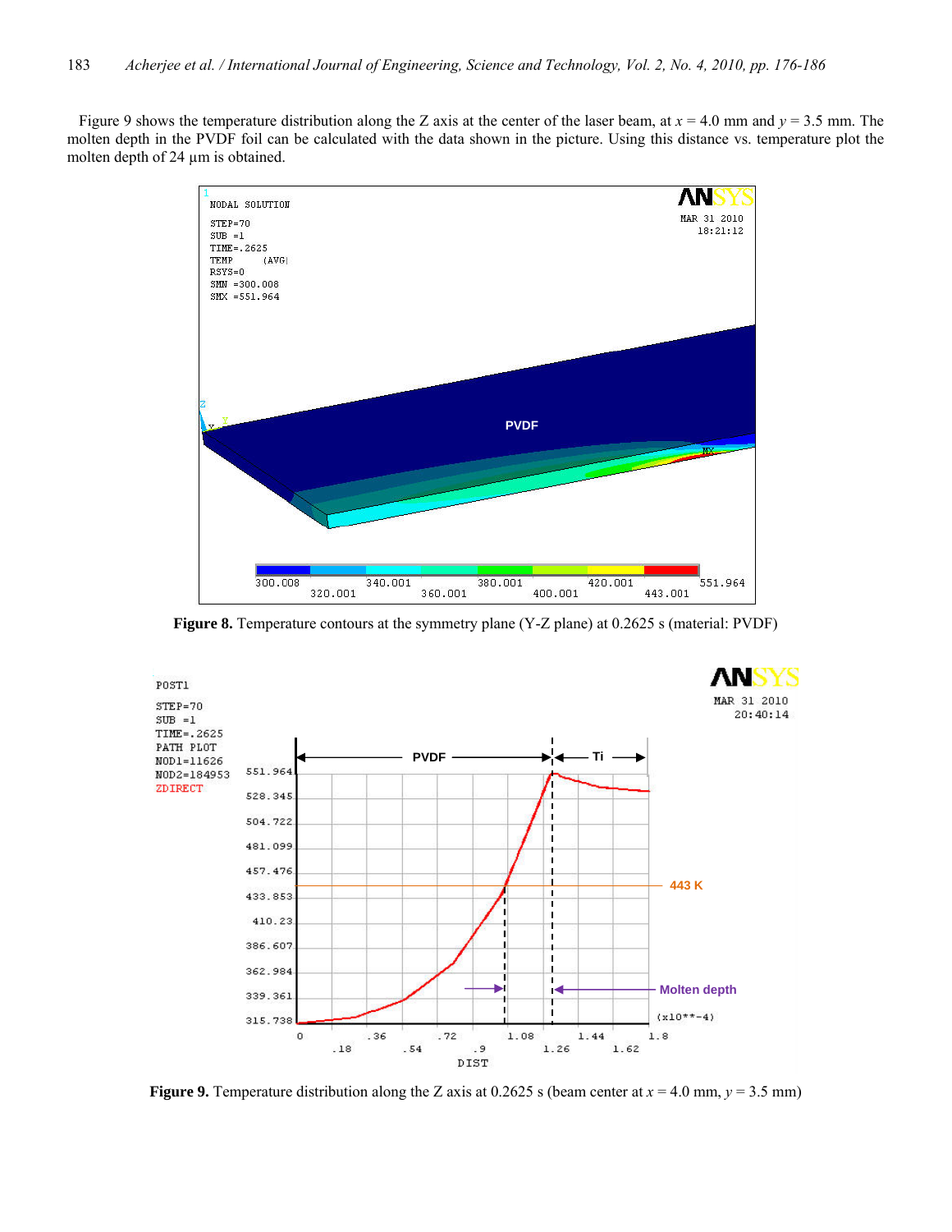Figure 9 shows the temperature distribution along the Z axis at the center of the laser beam, at $x = 4.0$ mm and $y = 3.5$ mm. The molten depth in the PVDF foil can be calculated with the data shown in the picture. Using this distance vs. temperature plot the molten depth of 24 µm is obtained.

**Figure 8.** Temperature contours at the symmetry plane (Y-Z plane) at 0.2625 s (material: PVDF)

**Figure 9.** Temperature distribution along the Z axis at 0.2625 s (beam center at $x = 4.0$ mm, $y = 3.5$ mm)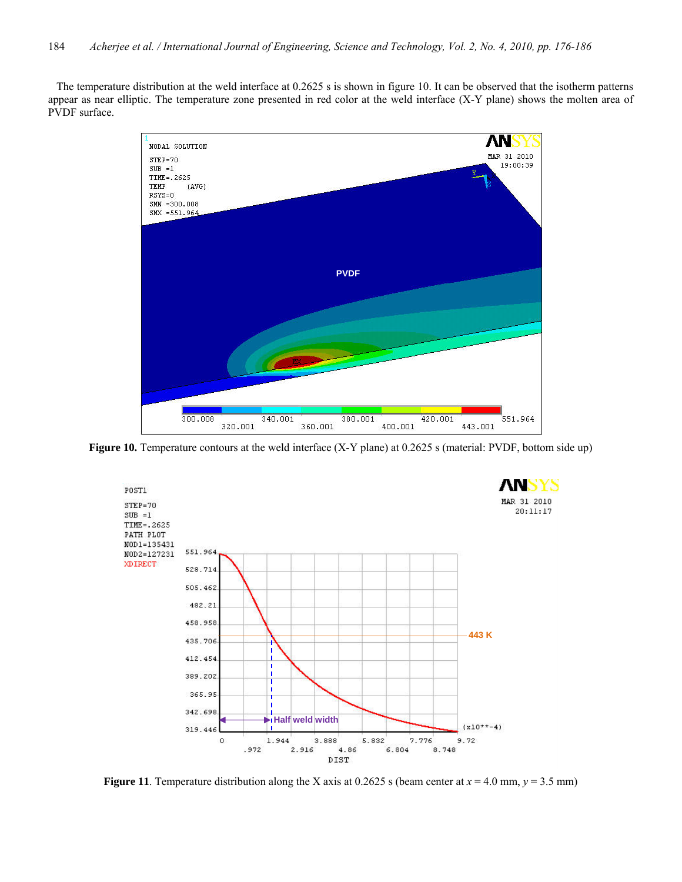The temperature distribution at the weld interface at 0.2625 s is shown in figure 10. It can be observed that the isotherm patterns appear as near elliptic. The temperature zone presented in red color at the weld interface (X-Y plane) shows the molten area of PVDF surface.

**Figure 10.** Temperature contours at the weld interface (X-Y plane) at 0.2625 s (material: PVDF, bottom side up)

**Figure 11**. Temperature distribution along the X axis at 0.2625 s (beam center at $x = 4.0$ mm, $y = 3.5$ mm)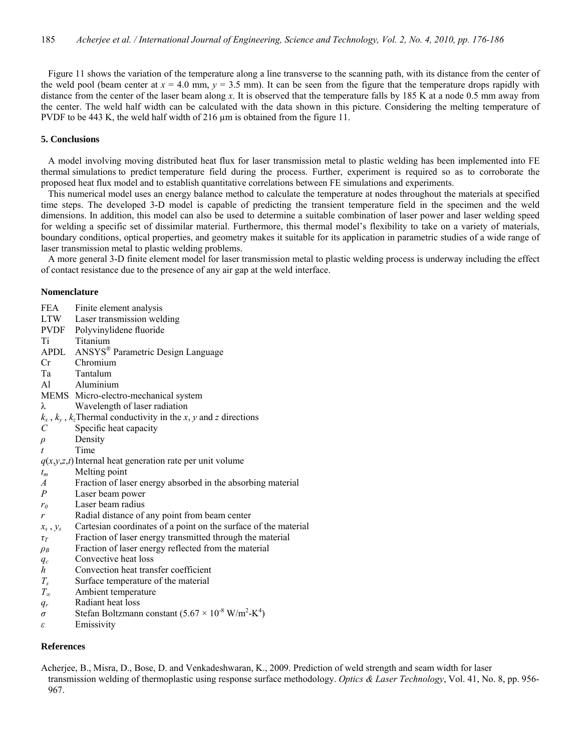Figure 11 shows the variation of the temperature along a line transverse to the scanning path, with its distance from the center of the weld pool (beam center at $x = 4.0$ mm, $y = 3.5$ mm). It can be seen from the figure that the temperature drops rapidly with distance from the center of the laser beam along $x$. It is observed that the temperature falls by 185 K at a node 0.5 mm away from the center. The weld half width can be calculated with the data shown in this picture. Considering the melting temperature of PVDF to be 443 K, the weld half width of 216 µm is obtained from the figure 11.

## 5. Conclusions

A model involving moving distributed heat flux for laser transmission metal to plastic welding has been implemented into FE thermal simulations to predict temperature field during the process. Further, experiment is required so as to corroborate the proposed heat flux model and to establish quantitative correlations between FE simulations and experiments.

This numerical model uses an energy balance method to calculate the temperature at nodes throughout the materials at specified time steps. The developed 3-D model is capable of predicting the transient temperature field in the specimen and the weld dimensions. In addition, this model can also be used to determine a suitable combination of laser power and laser welding speed for welding a specific set of dissimilar material. Furthermore, this thermal model's flexibility to take on a variety of materials, boundary conditions, optical properties, and geometry makes it suitable for its application in parametric studies of a wide range of laser transmission metal to plastic welding problems.

A more general 3-D finite element model for laser transmission metal to plastic welding process is underway including the effect of contact resistance due to the presence of any air gap at the weld interface.

## Nomenclature

| | |
|---|---|
| FEA | Finite element analysis |
| LTW | Laser transmission welding |
| PVDF | Polyvinylidene fluoride |
| Ti | Titanium |
| APDL | ANSYS® Parametric Design Language |
| Cr | Chromium |
| Ta | Tantalum |
| Al | Aluminium |
| MEMS | Micro-electro-mechanical system |
| $\lambda$ | Wavelength of laser radiation |
| $k_x$, $k_y$, $k_z$ | Thermal conductivity in the $x$, $y$ and $z$ directions |
| $C$ | Specific heat capacity |
| $\rho$ | Density |
| $t$ | Time |
| $q(x,y,z,t)$ | Internal heat generation rate per unit volume |
| $t_m$ | Melting point |
| $A$ | Fraction of laser energy absorbed in the absorbing material |
| $P$ | Laser beam power |
| $r_0$ | Laser beam radius |
| $r$ | Radial distance of any point from beam center |
| $x_s$, $y_s$ | Cartesian coordinates of a point on the surface of the material |
| $\tau_T$ | Fraction of laser energy transmitted through the material |
| $\rho_B$ | Fraction of laser energy reflected from the material |
| $q_c$ | Convective heat loss |
| $h$ | Convection heat transfer coefficient |
| $T_s$ | Surface temperature of the material |
| $T_\infty$ | Ambient temperature |
| $q_r$ | Radiant heat loss |
| $\sigma$ | Stefan Boltzmann constant ($5.67 \times 10^{-8}$ W/m$^2$-K$^4$) |
| $\varepsilon$ | Emissivity |

## References

Acherjee, B., Misra, D., Bose, D. and Venkadeshwaran, K., 2009. Prediction of weld strength and seam width for laser transmission welding of thermoplastic using response surface methodology. *Optics & Laser Technology*, Vol. 41, No. 8, pp. 956-967.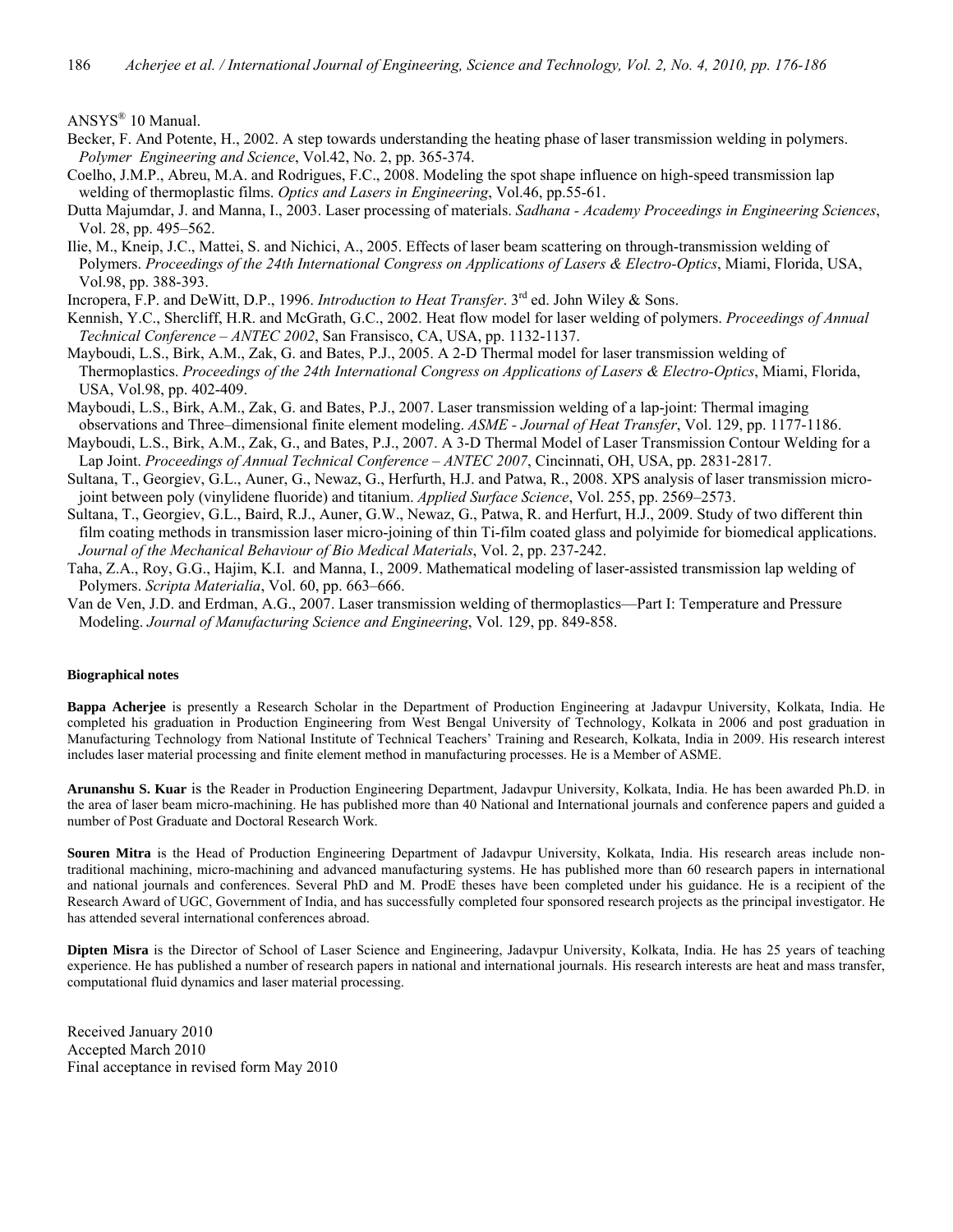ANSYS® 10 Manual.

Becker, F. And Potente, H., 2002. A step towards understanding the heating phase of laser transmission welding in polymers. *Polymer Engineering and Science*, Vol.42, No. 2, pp. 365-374.

Coelho, J.M.P., Abreu, M.A. and Rodrigues, F.C., 2008. Modeling the spot shape influence on high-speed transmission lap welding of thermoplastic films. *Optics and Lasers in Engineering*, Vol.46, pp.55-61.

Dutta Majumdar, J. and Manna, I., 2003. Laser processing of materials. *Sadhana - Academy Proceedings in Engineering Sciences*, Vol. 28, pp. 495–562.

Ilie, M., Kneip, J.C., Mattei, S. and Nichici, A., 2005. Effects of laser beam scattering on through-transmission welding of Polymers. *Proceedings of the 24th International Congress on Applications of Lasers & Electro-Optics*, Miami, Florida, USA, Vol.98, pp. 388-393.

Incropera, F.P. and DeWitt, D.P., 1996. *Introduction to Heat Transfer*. 3rd ed. John Wiley & Sons.

Kennish, Y.C., Shercliff, H.R. and McGrath, G.C., 2002. Heat flow model for laser welding of polymers. *Proceedings of Annual Technical Conference – ANTEC 2002*, San Fransisco, CA, USA, pp. 1132-1137.

Mayboudi, L.S., Birk, A.M., Zak, G. and Bates, P.J., 2005. A 2-D Thermal model for laser transmission welding of Thermoplastics. *Proceedings of the 24th International Congress on Applications of Lasers & Electro-Optics*, Miami, Florida, USA, Vol.98, pp. 402-409.

Mayboudi, L.S., Birk, A.M., Zak, G. and Bates, P.J., 2007. Laser transmission welding of a lap-joint: Thermal imaging observations and Three–dimensional finite element modeling. *ASME - Journal of Heat Transfer*, Vol. 129, pp. 1177-1186.

Mayboudi, L.S., Birk, A.M., Zak, G., and Bates, P.J., 2007. A 3-D Thermal Model of Laser Transmission Contour Welding for a Lap Joint. *Proceedings of Annual Technical Conference – ANTEC 2007*, Cincinnati, OH, USA, pp. 2831-2817.

Sultana, T., Georgiev, G.L., Auner, G., Newaz, G., Herfurth, H.J. and Patwa, R., 2008. XPS analysis of laser transmission micro-joint between poly (vinylidene fluoride) and titanium. *Applied Surface Science*, Vol. 255, pp. 2569–2573.

Sultana, T., Georgiev, G.L., Baird, R.J., Auner, G.W., Newaz, G., Patwa, R. and Herfurt, H.J., 2009. Study of two different thin film coating methods in transmission laser micro-joining of thin Ti-film coated glass and polyimide for biomedical applications. *Journal of the Mechanical Behaviour of Bio Medical Materials*, Vol. 2, pp. 237-242.

Taha, Z.A., Roy, G.G., Hajim, K.I. and Manna, I., 2009. Mathematical modeling of laser-assisted transmission lap welding of Polymers. *Scripta Materialia*, Vol. 60, pp. 663–666.

Van de Ven, J.D. and Erdman, A.G., 2007. Laser transmission welding of thermoplastics—Part I: Temperature and Pressure Modeling. *Journal of Manufacturing Science and Engineering*, Vol. 129, pp. 849-858.

#### Biographical notes

**Bappa Acherjee** is presently a Research Scholar in the Department of Production Engineering at Jadavpur University, Kolkata, India. He completed his graduation in Production Engineering from West Bengal University of Technology, Kolkata in 2006 and post graduation in Manufacturing Technology from National Institute of Technical Teachers' Training and Research, Kolkata, India in 2009. His research interest includes laser material processing and finite element method in manufacturing processes. He is a Member of ASME.

**Arunanshu S. Kuar** is the Reader in Production Engineering Department, Jadavpur University, Kolkata, India. He has been awarded Ph.D. in the area of laser beam micro-machining. He has published more than 40 National and International journals and conference papers and guided a number of Post Graduate and Doctoral Research Work.

**Souren Mitra** is the Head of Production Engineering Department of Jadavpur University, Kolkata, India. His research areas include non-traditional machining, micro-machining and advanced manufacturing systems. He has published more than 60 research papers in international and national journals and conferences. Several PhD and M. ProdE theses have been completed under his guidance. He is a recipient of the Research Award of UGC, Government of India, and has successfully completed four sponsored research projects as the principal investigator. He has attended several international conferences abroad.

**Dipten Misra** is the Director of School of Laser Science and Engineering, Jadavpur University, Kolkata, India. He has 25 years of teaching experience. He has published a number of research papers in national and international journals. His research interests are heat and mass transfer, computational fluid dynamics and laser material processing.

Received January 2010
Accepted March 2010
Final acceptance in revised form May 2010